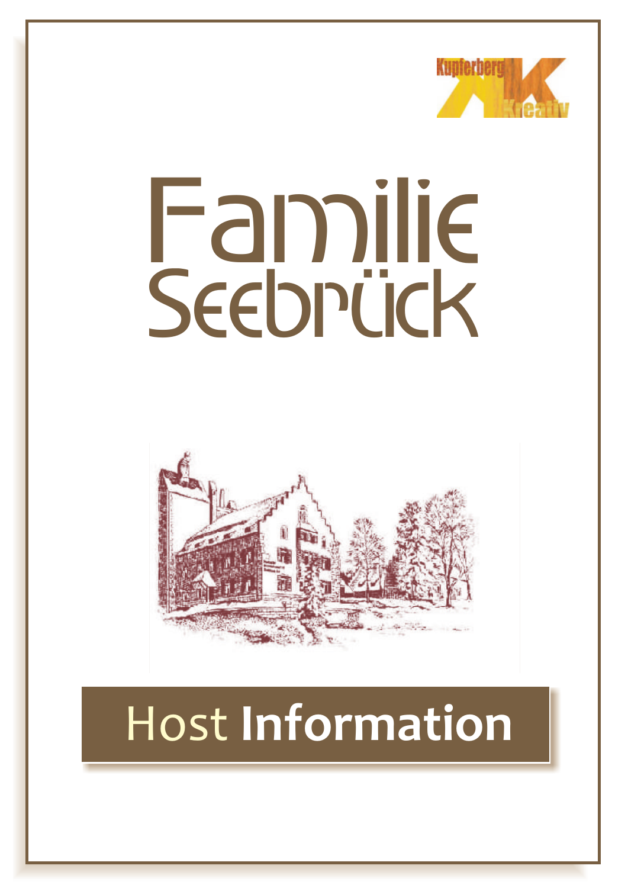Kupferberg Kreativ

# Familie Seebrück

## Host Information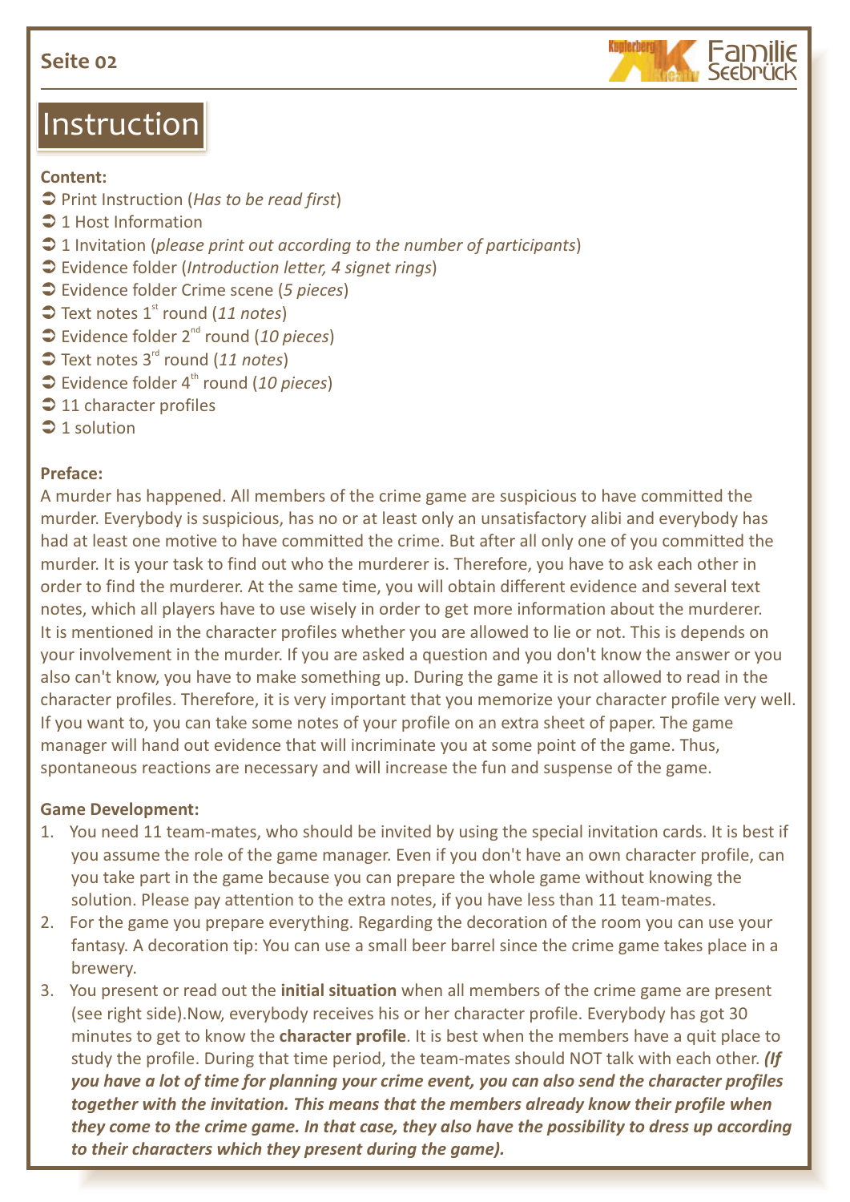# Instruction

**Content:**

- ➲ Print Instruction (*Has to be read first*)
- ➲ 1 Host Information
- ➲ 1 Invitation (*please print out according to the number of participants*)
- ➲ Evidence folder (*Introduction letter, 4 signet rings*)
- ➲ Evidence folder Crime scene (*5 pieces*)
- ➲ Text notes 1st round (*11 notes*)
- ➲ Evidence folder 2nd round (*10 pieces*)
- ➲ Text notes 3rd round (*11 notes*)
- ➲ Evidence folder 4th round (*10 pieces*)
- ➲ 11 character profiles
- ➲ 1 solution

**Preface:**

A murder has happened. All members of the crime game are suspicious to have committed the murder. Everybody is suspicious, has no or at least only an unsatisfactory alibi and everybody has had at least one motive to have committed the crime. But after all only one of you committed the murder. It is your task to find out who the murderer is. Therefore, you have to ask each other in order to find the murderer. At the same time, you will obtain different evidence and several text notes, which all players have to use wisely in order to get more information about the murderer. It is mentioned in the character profiles whether you are allowed to lie or not. This is depends on your involvement in the murder. If you are asked a question and you don't know the answer or you also can't know, you have to make something up. During the game it is not allowed to read in the character profiles. Therefore, it is very important that you memorize your character profile very well. If you want to, you can take some notes of your profile on an extra sheet of paper. The game manager will hand out evidence that will incriminate you at some point of the game. Thus, spontaneous reactions are necessary and will increase the fun and suspense of the game.

**Game Development:**

1. You need 11 team-mates, who should be invited by using the special invitation cards. It is best if you assume the role of the game manager. Even if you don't have an own character profile, can you take part in the game because you can prepare the whole game without knowing the solution. Please pay attention to the extra notes, if you have less than 11 team-mates.
2. For the game you prepare everything. Regarding the decoration of the room you can use your fantasy. A decoration tip: You can use a small beer barrel since the crime game takes place in a brewery.
3. You present or read out the **initial situation** when all members of the crime game are present (see right side).Now, everybody receives his or her character profile. Everybody has got 30 minutes to get to know the **character profile**. It is best when the members have a quit place to study the profile. During that time period, the team-mates should NOT talk with each other. ***(If you have a lot of time for planning your crime event, you can also send the character profiles together with the invitation. This means that the members already know their profile when they come to the crime game. In that case, they also have the possibility to dress up according to their characters which they present during the game).***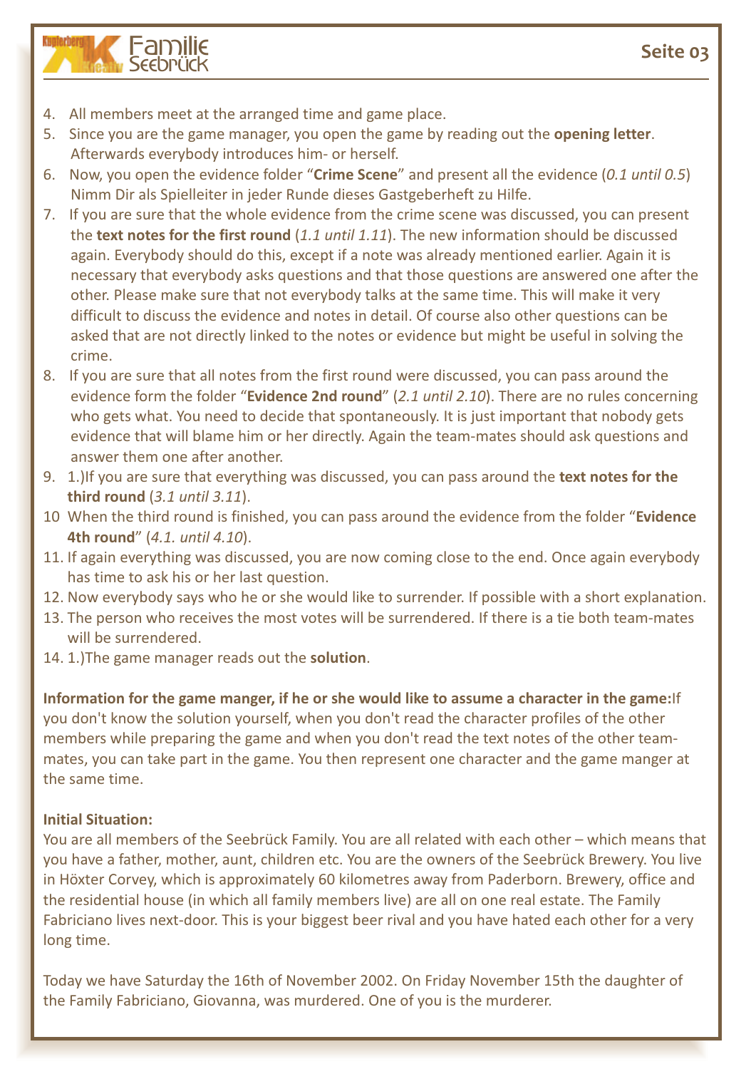4. All members meet at the arranged time and game place.
5. Since you are the game manager, you open the game by reading out the **opening letter**. Afterwards everybody introduces him- or herself.
6. Now, you open the evidence folder "**Crime Scene**" and present all the evidence (*0.1 until 0.5*) Nimm Dir als Spielleiter in jeder Runde dieses Gastgeberheft zu Hilfe.
7. If you are sure that the whole evidence from the crime scene was discussed, you can present the **text notes for the first round** (*1.1 until 1.11*). The new information should be discussed again. Everybody should do this, except if a note was already mentioned earlier. Again it is necessary that everybody asks questions and that those questions are answered one after the other. Please make sure that not everybody talks at the same time. This will make it very difficult to discuss the evidence and notes in detail. Of course also other questions can be asked that are not directly linked to the notes or evidence but might be useful in solving the crime.
8. If you are sure that all notes from the first round were discussed, you can pass around the evidence form the folder "**Evidence 2nd round**" (*2.1 until 2.10*). There are no rules concerning who gets what. You need to decide that spontaneously. It is just important that nobody gets evidence that will blame him or her directly. Again the team-mates should ask questions and answer them one after another.
9. 1.)If you are sure that everything was discussed, you can pass around the **text notes for the third round** (*3.1 until 3.11*).
10. When the third round is finished, you can pass around the evidence from the folder "**Evidence 4th round**" (*4.1. until 4.10*).
11. If again everything was discussed, you are now coming close to the end. Once again everybody has time to ask his or her last question.
12. Now everybody says who he or she would like to surrender. If possible with a short explanation.
13. The person who receives the most votes will be surrendered. If there is a tie both team-mates will be surrendered.
14. 1.)The game manager reads out the **solution**.

**Information for the game manger, if he or she would like to assume a character in the game:**If you don't know the solution yourself, when you don't read the character profiles of the other members while preparing the game and when you don't read the text notes of the other team-mates, you can take part in the game. You then represent one character and the game manger at the same time.

**Initial Situation:**
You are all members of the Seebrück Family. You are all related with each other – which means that you have a father, mother, aunt, children etc. You are the owners of the Seebrück Brewery. You live in Höxter Corvey, which is approximately 60 kilometres away from Paderborn. Brewery, office and the residential house (in which all family members live) are all on one real estate. The Family Fabriciano lives next-door. This is your biggest beer rival and you have hated each other for a very long time.

Today we have Saturday the 16th of November 2002. On Friday November 15th the daughter of the Family Fabriciano, Giovanna, was murdered. One of you is the murderer.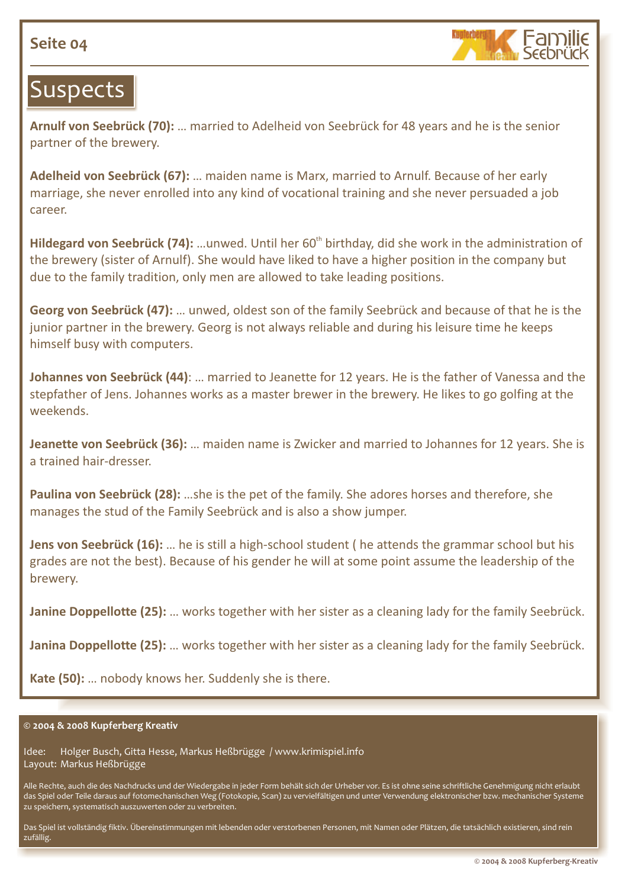# Suspects

**Arnulf von Seebrück (70):** … married to Adelheid von Seebrück for 48 years and he is the senior partner of the brewery.

**Adelheid von Seebrück (67):** … maiden name is Marx, married to Arnulf. Because of her early marriage, she never enrolled into any kind of vocational training and she never persuaded a job career.

**Hildegard von Seebrück (74):** …unwed. Until her 60th birthday, did she work in the administration of the brewery (sister of Arnulf). She would have liked to have a higher position in the company but due to the family tradition, only men are allowed to take leading positions.

**Georg von Seebrück (47):** … unwed, oldest son of the family Seebrück and because of that he is the junior partner in the brewery. Georg is not always reliable and during his leisure time he keeps himself busy with computers.

**Johannes von Seebrück (44)**: … married to Jeanette for 12 years. He is the father of Vanessa and the stepfather of Jens. Johannes works as a master brewer in the brewery. He likes to go golfing at the weekends.

**Jeanette von Seebrück (36):** … maiden name is Zwicker and married to Johannes for 12 years. She is a trained hair-dresser.

**Paulina von Seebrück (28):** …she is the pet of the family. She adores horses and therefore, she manages the stud of the Family Seebrück and is also a show jumper.

**Jens von Seebrück (16):** … he is still a high-school student ( he attends the grammar school but his grades are not the best). Because of his gender he will at some point assume the leadership of the brewery.

**Janine Doppellotte (25):** … works together with her sister as a cleaning lady for the family Seebrück.

**Janina Doppellotte (25):** … works together with her sister as a cleaning lady for the family Seebrück.

**Kate (50):** … nobody knows her. Suddenly she is there.

**© 2004 & 2008 Kupferberg Kreativ**

Idee: Holger Busch, Gitta Hesse, Markus Heßbrügge / www.krimispiel.info
Layout: Markus Heßbrügge

Alle Rechte, auch die des Nachdrucks und der Wiedergabe in jeder Form behält sich der Urheber vor. Es ist ohne seine schriftliche Genehmigung nicht erlaubt das Spiel oder Teile daraus auf fotomechanischen Weg (Fotokopie, Scan) zu vervielfältigen und unter Verwendung elektronischer bzw. mechanischer Systeme zu speichern, systematisch auszuwerten oder zu verbreiten.

Das Spiel ist vollständig fiktiv. Übereinstimmungen mit lebenden oder verstorbenen Personen, mit Namen oder Plätzen, die tatsächlich existieren, sind rein zufällig.